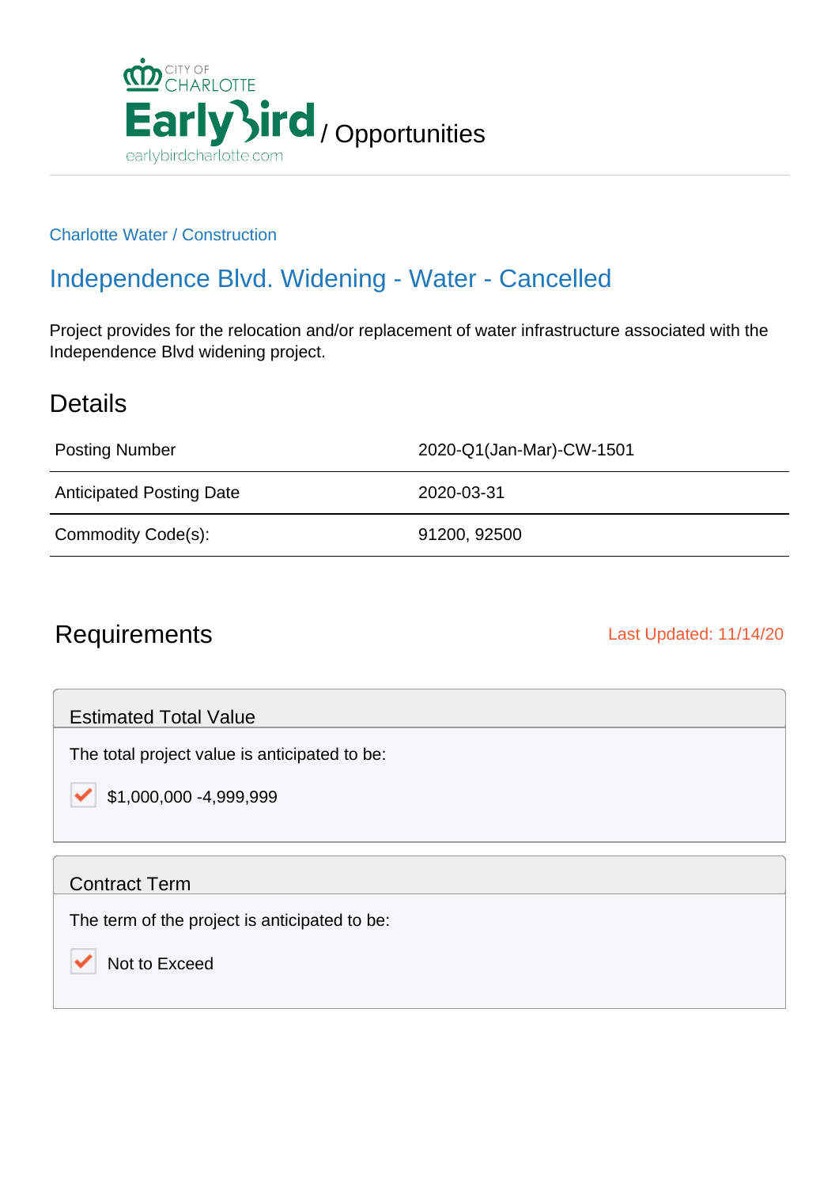CITY OF CHARLOTTE **EarlyBird** / Opportunities

earlybirdcharlotte.com

Charlotte Water / Construction

# Independence Blvd. Widening - Water - Cancelled

Project provides for the relocation and/or replacement of water infrastructure associated with the Independence Blvd widening project.

## Details

| | |
|---|---|
| Posting Number | 2020-Q1(Jan-Mar)-CW-1501 |
| Anticipated Posting Date | 2020-03-31 |
| Commodity Code(s): | 91200, 92500 |

## Requirements

Last Updated: 11/14/20

### Estimated Total Value

The total project value is anticipated to be:

- [x] $1,000,000 -4,999,999

### Contract Term

The term of the project is anticipated to be:

- [x] Not to Exceed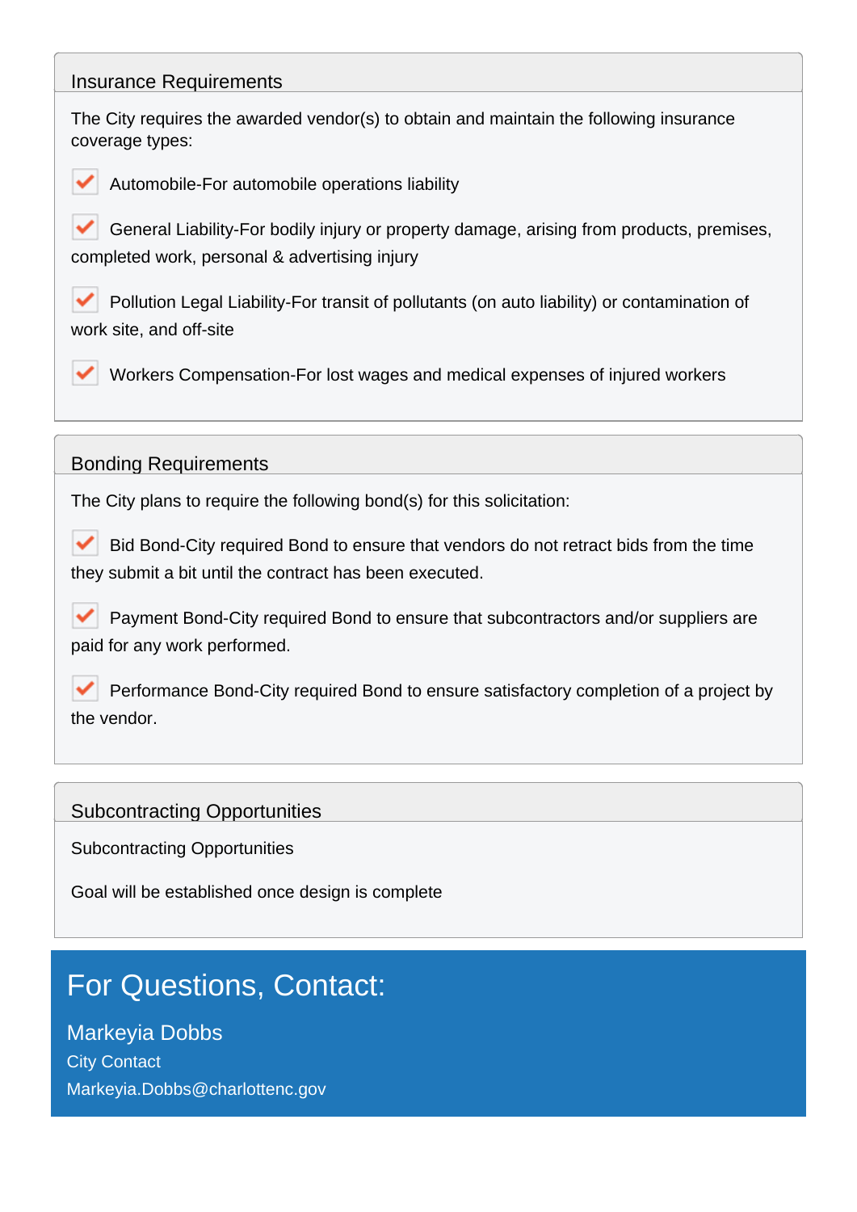## Insurance Requirements

The City requires the awarded vendor(s) to obtain and maintain the following insurance coverage types:

- [x] Automobile-For automobile operations liability
- [x] General Liability-For bodily injury or property damage, arising from products, premises, completed work, personal & advertising injury
- [x] Pollution Legal Liability-For transit of pollutants (on auto liability) or contamination of work site, and off-site
- [x] Workers Compensation-For lost wages and medical expenses of injured workers

## Bonding Requirements

The City plans to require the following bond(s) for this solicitation:

- [x] Bid Bond-City required Bond to ensure that vendors do not retract bids from the time they submit a bit until the contract has been executed.
- [x] Payment Bond-City required Bond to ensure that subcontractors and/or suppliers are paid for any work performed.
- [x] Performance Bond-City required Bond to ensure satisfactory completion of a project by the vendor.

## Subcontracting Opportunities

Subcontracting Opportunities

Goal will be established once design is complete

## For Questions, Contact:

### Markeyia Dobbs

City Contact

Markeyia.Dobbs@charlottenc.gov